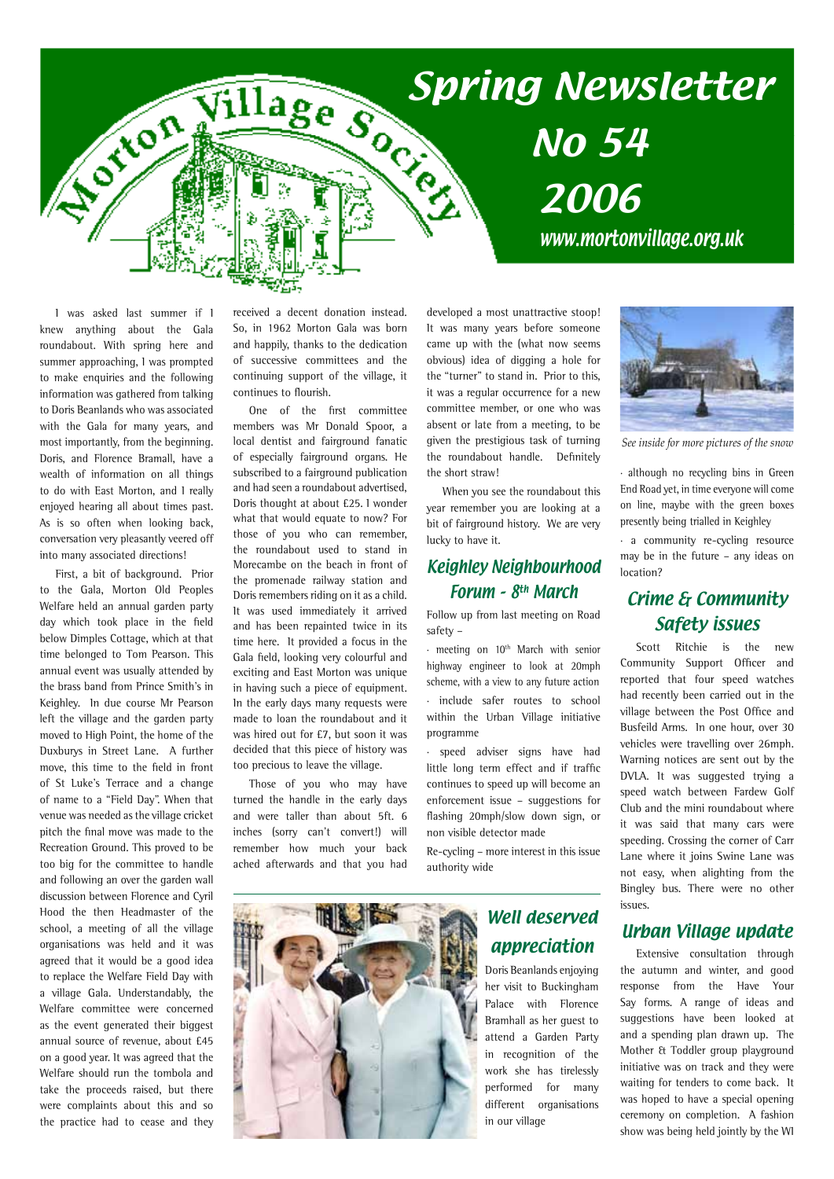# Spring Newsletter No 54 2006

Morton Village Society

www.mortonvillage.org.uk

I was asked last summer if I knew anything about the Gala roundabout. With spring here and summer approaching, I was prompted to make enquiries and the following information was gathered from talking to Doris Beanlands who was associated with the Gala for many years, and most importantly, from the beginning. Doris, and Florence Bramall, have a wealth of information on all things to do with East Morton, and I really enjoyed hearing all about times past. As is so often when looking back, conversation very pleasantly veered off into many associated directions!

First, a bit of background. Prior to the Gala, Morton Old Peoples Welfare held an annual garden party day which took place in the field below Dimples Cottage, which at that time belonged to Tom Pearson. This annual event was usually attended by the brass band from Prince Smith's in Keighley. In due course Mr Pearson left the village and the garden party moved to High Point, the home of the Duxburys in Street Lane. A further move, this time to the field in front of St Luke's Terrace and a change of name to a "Field Day". When that venue was needed as the village cricket pitch the final move was made to the Recreation Ground. This proved to be too big for the committee to handle and following an over the garden wall discussion between Florence and Cyril Hood the then Headmaster of the school, a meeting of all the village organisations was held and it was agreed that it would be a good idea to replace the Welfare Field Day with a village Gala. Understandably, the Welfare committee were concerned as the event generated their biggest annual source of revenue, about £45 on a good year. It was agreed that the Welfare should run the tombola and take the proceeds raised, but there were complaints about this and so the practice had to cease and they received a decent donation instead. So, in 1962 Morton Gala was born and happily, thanks to the dedication of successive committees and the continuing support of the village, it continues to flourish.

One of the first committee members was Mr Donald Spoor, a local dentist and fairground fanatic of especially fairground organs. He subscribed to a fairground publication and had seen a roundabout advertised, Doris thought at about £25. I wonder what that would equate to now? For those of you who can remember, the roundabout used to stand in Morecambe on the beach in front of the promenade railway station and Doris remembers riding on it as a child. It was used immediately it arrived and has been repainted twice in its time here. It provided a focus in the Gala field, looking very colourful and exciting and East Morton was unique in having such a piece of equipment. In the early days many requests were made to loan the roundabout and it was hired out for £7, but soon it was decided that this piece of history was too precious to leave the village.

Those of you who may have turned the handle in the early days and were taller than about 5ft. 6 inches (sorry can't convert!) will remember how much your back ached afterwards and that you had developed a most unattractive stoop! It was many years before someone came up with the (what now seems obvious) idea of digging a hole for the "turner" to stand in. Prior to this, it was a regular occurrence for a new committee member, or one who was absent or late from a meeting, to be given the prestigious task of turning the roundabout handle. Definitely the short straw!

When you see the roundabout this year remember you are looking at a bit of fairground history. We are very lucky to have it.

## Keighley Neighbourhood Forum - 8th March

Follow up from last meeting on Road safety –

· meeting on 10th March with senior highway engineer to look at 20mph scheme, with a view to any future action

· include safer routes to school within the Urban Village initiative programme

· speed adviser signs have had little long term effect and if traffic continues to speed up will become an enforcement issue – suggestions for flashing 20mph/slow down sign, or non visible detector made

Re-cycling – more interest in this issue authority wide

*See inside for more pictures of the snow*

· although no recycling bins in Green End Road yet, in time everyone will come on line, maybe with the green boxes presently being trialled in Keighley

· a community re-cycling resource may be in the future – any ideas on location?

## Crime & Community Safety issues

Scott Ritchie is the new Community Support Officer and reported that four speed watches had recently been carried out in the village between the Post Office and Busfeild Arms. In one hour, over 30 vehicles were travelling over 26mph. Warning notices are sent out by the DVLA. It was suggested trying a speed watch between Fardew Golf Club and the mini roundabout where it was said that many cars were speeding. Crossing the corner of Carr Lane where it joins Swine Lane was not easy, when alighting from the Bingley bus. There were no other issues.

## Well deserved appreciation

Doris Beanlands enjoying her visit to Buckingham Palace with Florence Bramhall as her guest to attend a Garden Party in recognition of the work she has tirelessly performed for many different organisations in our village

## Urban Village update

Extensive consultation through the autumn and winter, and good response from the Have Your Say forms. A range of ideas and suggestions have been looked at and a spending plan drawn up. The Mother & Toddler group playground initiative was on track and they were waiting for tenders to come back. It was hoped to have a special opening ceremony on completion. A fashion show was being held jointly by the WI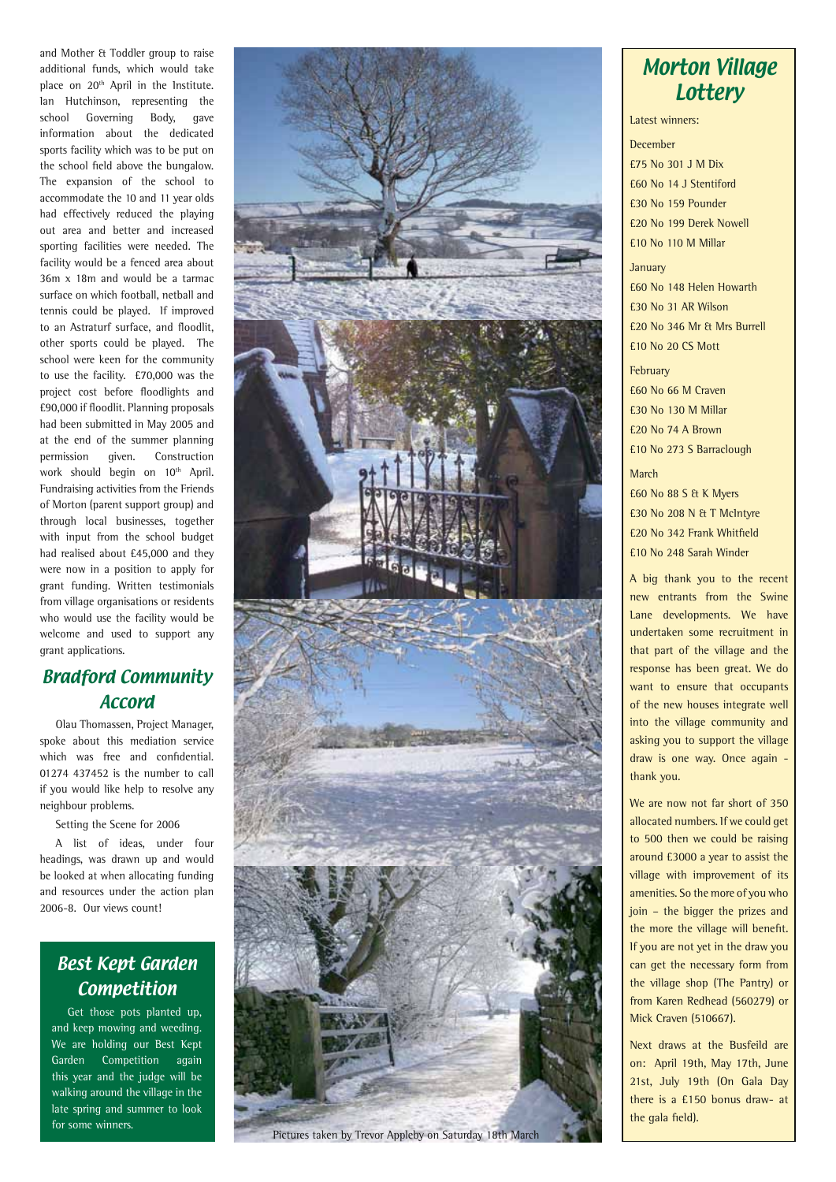and Mother & Toddler group to raise additional funds, which would take place on 20th April in the Institute. Ian Hutchinson, representing the school Governing Body, gave information about the dedicated sports facility which was to be put on the school field above the bungalow. The expansion of the school to accommodate the 10 and 11 year olds had effectively reduced the playing out area and better and increased sporting facilities were needed. The facility would be a fenced area about 36m x 18m and would be a tarmac surface on which football, netball and tennis could be played. If improved to an Astraturf surface, and floodlit, other sports could be played. The school were keen for the community to use the facility. £70,000 was the project cost before floodlights and £90,000 if floodlit. Planning proposals had been submitted in May 2005 and at the end of the summer planning permission given. Construction work should begin on 10th April. Fundraising activities from the Friends of Morton (parent support group) and through local businesses, together with input from the school budget had realised about £45,000 and they were now in a position to apply for grant funding. Written testimonials from village organisations or residents who would use the facility would be welcome and used to support any grant applications.

## Bradford Community Accord

Olau Thomassen, Project Manager, spoke about this mediation service which was free and confidential. 01274 437452 is the number to call if you would like help to resolve any neighbour problems.

Setting the Scene for 2006

A list of ideas, under four headings, was drawn up and would be looked at when allocating funding and resources under the action plan 2006-8. Our views count!

## Best Kept Garden Competition

Get those pots planted up, and keep mowing and weeding. We are holding our Best Kept Garden Competition again this year and the judge will be walking around the village in the late spring and summer to look for some winners.

Pictures taken by Trevor Appleby on Saturday 18th March

## Morton Village Lottery

Latest winners:

December
£75 No 301 J M Dix
£60 No 14 J Stentiford
£30 No 159 Pounder
£20 No 199 Derek Nowell
£10 No 110 M Millar

January
£60 No 148 Helen Howarth
£30 No 31 AR Wilson
£20 No 346 Mr & Mrs Burrell
£10 No 20 CS Mott

February
£60 No 66 M Craven
£30 No 130 M Millar
£20 No 74 A Brown
£10 No 273 S Barraclough

March
£60 No 88 S & K Myers
£30 No 208 N & T McIntyre
£20 No 342 Frank Whitfield
£10 No 248 Sarah Winder

A big thank you to the recent new entrants from the Swine Lane developments. We have undertaken some recruitment in that part of the village and the response has been great. We do want to ensure that occupants of the new houses integrate well into the village community and asking you to support the village draw is one way. Once again - thank you.

We are now not far short of 350 allocated numbers. If we could get to 500 then we could be raising around £3000 a year to assist the village with improvement of its amenities. So the more of you who join – the bigger the prizes and the more the village will benefit. If you are not yet in the draw you can get the necessary form from the village shop (The Pantry) or from Karen Redhead (560279) or Mick Craven (510667).

Next draws at the Busfeild are on: April 19th, May 17th, June 21st, July 19th (On Gala Day there is a £150 bonus draw- at the gala field).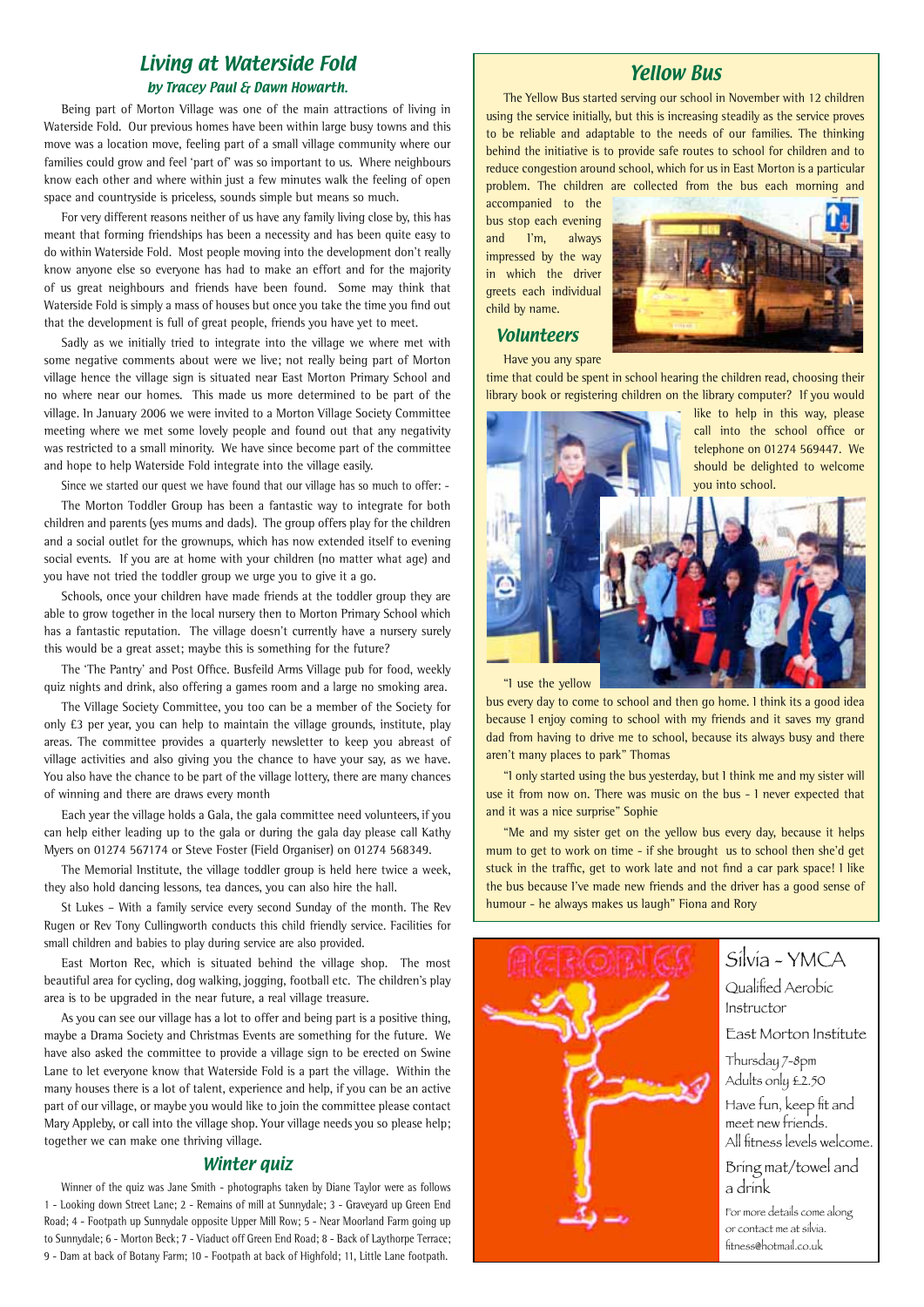## Living at Waterside Fold

### by Tracey Paul & Dawn Howarth.

Being part of Morton Village was one of the main attractions of living in Waterside Fold. Our previous homes have been within large busy towns and this move was a location move, feeling part of a small village community where our families could grow and feel 'part of' was so important to us. Where neighbours know each other and where within just a few minutes walk the feeling of open space and countryside is priceless, sounds simple but means so much.

For very different reasons neither of us have any family living close by, this has meant that forming friendships has been a necessity and has been quite easy to do within Waterside Fold. Most people moving into the development don't really know anyone else so everyone has had to make an effort and for the majority of us great neighbours and friends have been found. Some may think that Waterside Fold is simply a mass of houses but once you take the time you find out that the development is full of great people, friends you have yet to meet.

Sadly as we initially tried to integrate into the village we where met with some negative comments about were we live; not really being part of Morton village hence the village sign is situated near East Morton Primary School and no where near our homes. This made us more determined to be part of the village. In January 2006 we were invited to a Morton Village Society Committee meeting where we met some lovely people and found out that any negativity was restricted to a small minority. We have since become part of the committee and hope to help Waterside Fold integrate into the village easily.

Since we started our quest we have found that our village has so much to offer: -

The Morton Toddler Group has been a fantastic way to integrate for both children and parents (yes mums and dads). The group offers play for the children and a social outlet for the grownups, which has now extended itself to evening social events. If you are at home with your children (no matter what age) and you have not tried the toddler group we urge you to give it a go.

Schools, once your children have made friends at the toddler group they are able to grow together in the local nursery then to Morton Primary School which has a fantastic reputation. The village doesn't currently have a nursery surely this would be a great asset; maybe this is something for the future?

The 'The Pantry' and Post Office. Busfeild Arms Village pub for food, weekly quiz nights and drink, also offering a games room and a large no smoking area.

The Village Society Committee, you too can be a member of the Society for only £3 per year, you can help to maintain the village grounds, institute, play areas. The committee provides a quarterly newsletter to keep you abreast of village activities and also giving you the chance to have your say, as we have. You also have the chance to be part of the village lottery, there are many chances of winning and there are draws every month

Each year the village holds a Gala, the gala committee need volunteers, if you can help either leading up to the gala or during the gala day please call Kathy Myers on 01274 567174 or Steve Foster (Field Organiser) on 01274 568349.

The Memorial Institute, the village toddler group is held here twice a week, they also hold dancing lessons, tea dances, you can also hire the hall.

St Lukes – With a family service every second Sunday of the month. The Rev Rugen or Rev Tony Cullingworth conducts this child friendly service. Facilities for small children and babies to play during service are also provided.

East Morton Rec, which is situated behind the village shop. The most beautiful area for cycling, dog walking, jogging, football etc. The children's play area is to be upgraded in the near future, a real village treasure.

As you can see our village has a lot to offer and being part is a positive thing, maybe a Drama Society and Christmas Events are something for the future. We have also asked the committee to provide a village sign to be erected on Swine Lane to let everyone know that Waterside Fold is a part the village. Within the many houses there is a lot of talent, experience and help, if you can be an active part of our village, or maybe you would like to join the committee please contact Mary Appleby, or call into the village shop. Your village needs you so please help; together we can make one thriving village.

## Winter quiz

Winner of the quiz was Jane Smith - photographs taken by Diane Taylor were as follows 1 - Looking down Street Lane; 2 - Remains of mill at Sunnydale; 3 - Graveyard up Green End Road; 4 - Footpath up Sunnydale opposite Upper Mill Row; 5 - Near Moorland Farm going up to Sunnydale; 6 - Morton Beck; 7 - Viaduct off Green End Road; 8 - Back of Laythorpe Terrace; 9 - Dam at back of Botany Farm; 10 - Footpath at back of Highfold; 11, Little Lane footpath.

## Yellow Bus

The Yellow Bus started serving our school in November with 12 children using the service initially, but this is increasing steadily as the service proves to be reliable and adaptable to the needs of our families. The thinking behind the initiative is to provide safe routes to school for children and to reduce congestion around school, which for us in East Morton is a particular problem. The children are collected from the bus each morning and accompanied to the bus stop each evening and I'm, always impressed by the way in which the driver greets each individual child by name.

## Volunteers

Have you any spare time that could be spent in school hearing the children read, choosing their library book or registering children on the library computer? If you would like to help in this way, please call into the school office or telephone on 01274 569447. We should be delighted to welcome you into school.

"I use the yellow bus every day to come to school and then go home. I think its a good idea because I enjoy coming to school with my friends and it saves my grand dad from having to drive me to school, because its always busy and there aren't many places to park" Thomas

"I only started using the bus yesterday, but I think me and my sister will use it from now on. There was music on the bus - I never expected that and it was a nice surprise" Sophie

"Me and my sister get on the yellow bus every day, because it helps mum to get to work on time - if she brought us to school then she'd get stuck in the traffic, get to work late and not find a car park space! I like the bus because I've made new friends and the driver has a good sense of humour - he always makes us laugh" Fiona and Rory

AEROBICS

Silvia - YMCA

Qualified Aerobic Instructor

East Morton Institute

Thursday 7-8pm
Adults only £2.50

Have fun, keep fit and meet new friends.
All fitness levels welcome.

Bring mat/towel and a drink

For more details come along or contact me at silvia.fitness@hotmail.co.uk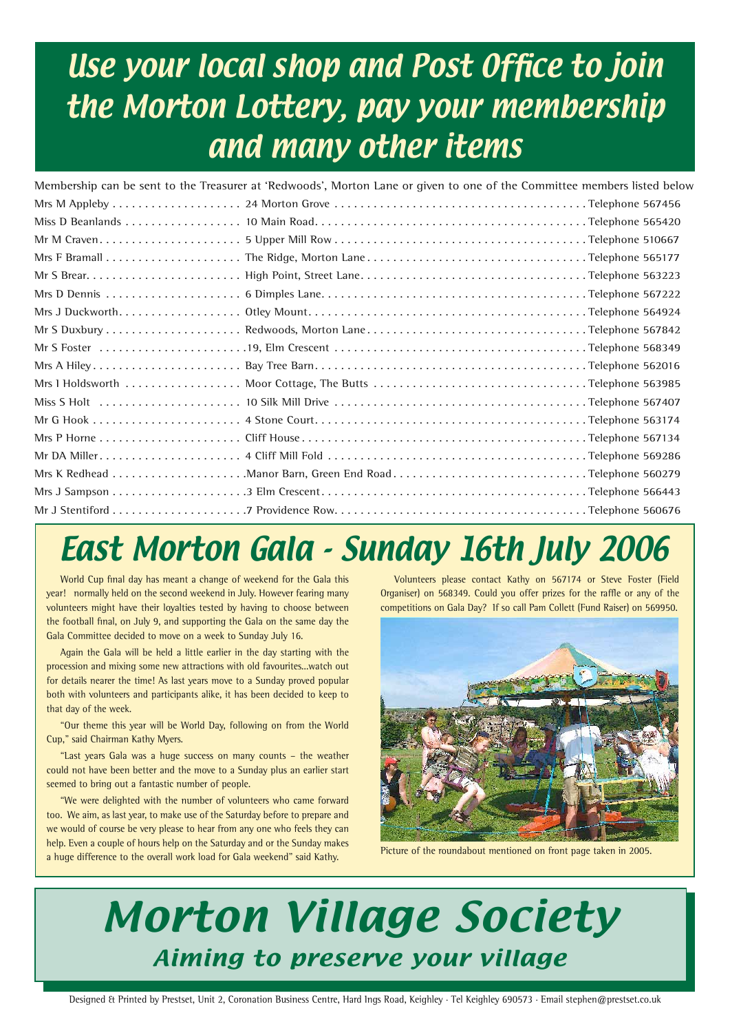# Use your local shop and Post Office to join the Morton Lottery, pay your membership and many other items

Membership can be sent to the Treasurer at 'Redwoods', Morton Lane or given to one of the Committee members listed below

| | | |
|---|---|---|
| Mrs M Appleby | 24 Morton Grove | Telephone 567456 |
| Miss D Beanlands | 10 Main Road | Telephone 565420 |
| Mr M Craven | 5 Upper Mill Row | Telephone 510667 |
| Mrs F Bramall | The Ridge, Morton Lane | Telephone 565177 |
| Mr S Brear | High Point, Street Lane | Telephone 563223 |
| Mrs D Dennis | 6 Dimples Lane | Telephone 567222 |
| Mrs J Duckworth | Otley Mount | Telephone 564924 |
| Mr S Duxbury | Redwoods, Morton Lane | Telephone 567842 |
| Mr S Foster | 19, Elm Crescent | Telephone 568349 |
| Mrs A Hiley | Bay Tree Barn | Telephone 562016 |
| Mrs I Holdsworth | Moor Cottage, The Butts | Telephone 563985 |
| Miss S Holt | 10 Silk Mill Drive | Telephone 567407 |
| Mr G Hook | 4 Stone Court | Telephone 563174 |
| Mrs P Horne | Cliff House | Telephone 567134 |
| Mr DA Miller | 4 Cliff Mill Fold | Telephone 569286 |
| Mrs K Redhead | Manor Barn, Green End Road | Telephone 560279 |
| Mrs J Sampson | 3 Elm Crescent | Telephone 566443 |
| Mr J Stentiford | 7 Providence Row | Telephone 560676 |

# East Morton Gala - Sunday 16th July 2006

World Cup final day has meant a change of weekend for the Gala this year! normally held on the second weekend in July. However fearing many volunteers might have their loyalties tested by having to choose between the football final, on July 9, and supporting the Gala on the same day the Gala Committee decided to move on a week to Sunday July 16.

Again the Gala will be held a little earlier in the day starting with the procession and mixing some new attractions with old favourites...watch out for details nearer the time! As last years move to a Sunday proved popular both with volunteers and participants alike, it has been decided to keep to that day of the week.

"Our theme this year will be World Day, following on from the World Cup," said Chairman Kathy Myers.

"Last years Gala was a huge success on many counts – the weather could not have been better and the move to a Sunday plus an earlier start seemed to bring out a fantastic number of people.

"We were delighted with the number of volunteers who came forward too. We aim, as last year, to make use of the Saturday before to prepare and we would of course be very please to hear from any one who feels they can help. Even a couple of hours help on the Saturday and or the Sunday makes a huge difference to the overall work load for Gala weekend" said Kathy.

Volunteers please contact Kathy on 567174 or Steve Foster (Field Organiser) on 568349. Could you offer prizes for the raffle or any of the competitions on Gala Day? If so call Pam Collett (Fund Raiser) on 569950.

Picture of the roundabout mentioned on front page taken in 2005.

# Morton Village Society

## Aiming to preserve your village

Designed & Printed by Prestset, Unit 2, Coronation Business Centre, Hard Ings Road, Keighley · Tel Keighley 690573 · Email stephen@prestset.co.uk